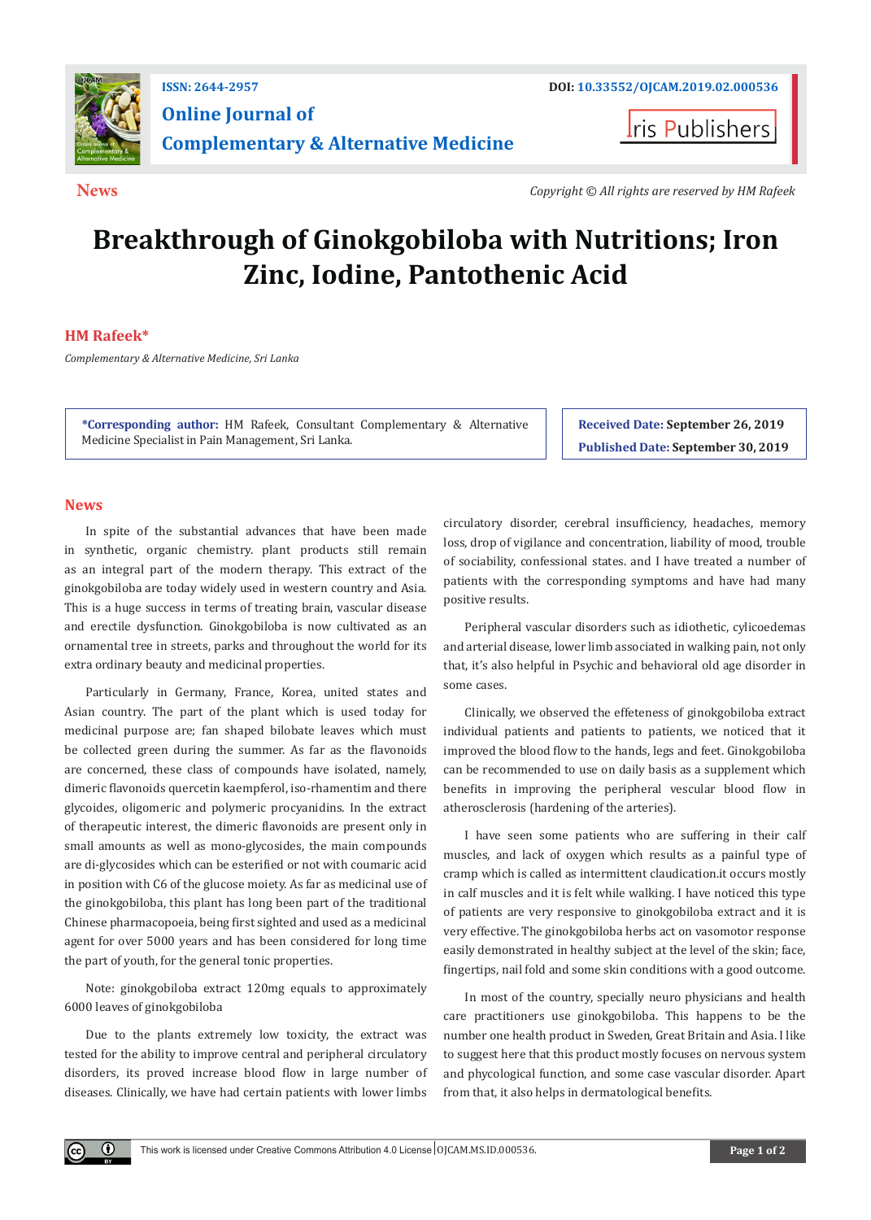ISSN: 2644-2957

DOI: 10.33552/OJCAM.2019.02.000536

# Online Journal of Complementary & Alternative Medicine

Iris Publishers

**News**

*Copyright © All rights are reserved by HM Rafeek*

# Breakthrough of Ginokgobiloba with Nutritions; Iron Zinc, Iodine, Pantothenic Acid

**HM Rafeek***

*Complementary & Alternative Medicine, Sri Lanka*

**\*Corresponding author:** HM Rafeek, Consultant Complementary & Alternative Medicine Specialist in Pain Management, Sri Lanka.

**Received Date: September 26, 2019**

**Published Date: September 30, 2019**

## News

In spite of the substantial advances that have been made in synthetic, organic chemistry. plant products still remain as an integral part of the modern therapy. This extract of the ginokgobiloba are today widely used in western country and Asia. This is a huge success in terms of treating brain, vascular disease and erectile dysfunction. Ginokgobiloba is now cultivated as an ornamental tree in streets, parks and throughout the world for its extra ordinary beauty and medicinal properties.

Particularly in Germany, France, Korea, united states and Asian country. The part of the plant which is used today for medicinal purpose are; fan shaped bilobate leaves which must be collected green during the summer. As far as the flavonoids are concerned, these class of compounds have isolated, namely, dimeric flavonoids quercetin kaempferol, iso-rhamentim and there glycoides, oligomeric and polymeric procyanidins. In the extract of therapeutic interest, the dimeric flavonoids are present only in small amounts as well as mono-glycosides, the main compounds are di-glycosides which can be esterified or not with coumaric acid in position with C6 of the glucose moiety. As far as medicinal use of the ginokgobiloba, this plant has long been part of the traditional Chinese pharmacopoeia, being first sighted and used as a medicinal agent for over 5000 years and has been considered for long time the part of youth, for the general tonic properties.

Note: ginokgobiloba extract 120mg equals to approximately 6000 leaves of ginokgobiloba

Due to the plants extremely low toxicity, the extract was tested for the ability to improve central and peripheral circulatory disorders, its proved increase blood flow in large number of diseases. Clinically, we have had certain patients with lower limbs circulatory disorder, cerebral insufficiency, headaches, memory loss, drop of vigilance and concentration, liability of mood, trouble of sociability, confessional states. and I have treated a number of patients with the corresponding symptoms and have had many positive results.

Peripheral vascular disorders such as idiothetic, cylicoedemas and arterial disease, lower limb associated in walking pain, not only that, it's also helpful in Psychic and behavioral old age disorder in some cases.

Clinically, we observed the effeteness of ginokgobiloba extract individual patients and patients to patients, we noticed that it improved the blood flow to the hands, legs and feet. Ginokgobiloba can be recommended to use on daily basis as a supplement which benefits in improving the peripheral vescular blood flow in atherosclerosis (hardening of the arteries).

I have seen some patients who are suffering in their calf muscles, and lack of oxygen which results as a painful type of cramp which is called as intermittent claudication.it occurs mostly in calf muscles and it is felt while walking. I have noticed this type of patients are very responsive to ginokgobiloba extract and it is very effective. The ginokgobiloba herbs act on vasomotor response easily demonstrated in healthy subject at the level of the skin; face, fingertips, nail fold and some skin conditions with a good outcome.

In most of the country, specially neuro physicians and health care practitioners use ginokgobiloba. This happens to be the number one health product in Sweden, Great Britain and Asia. I like to suggest here that this product mostly focuses on nervous system and phycological function, and some case vascular disorder. Apart from that, it also helps in dermatological benefits.

This work is licensed under Creative Commons Attribution 4.0 License | OJCAM.MS.ID.000536.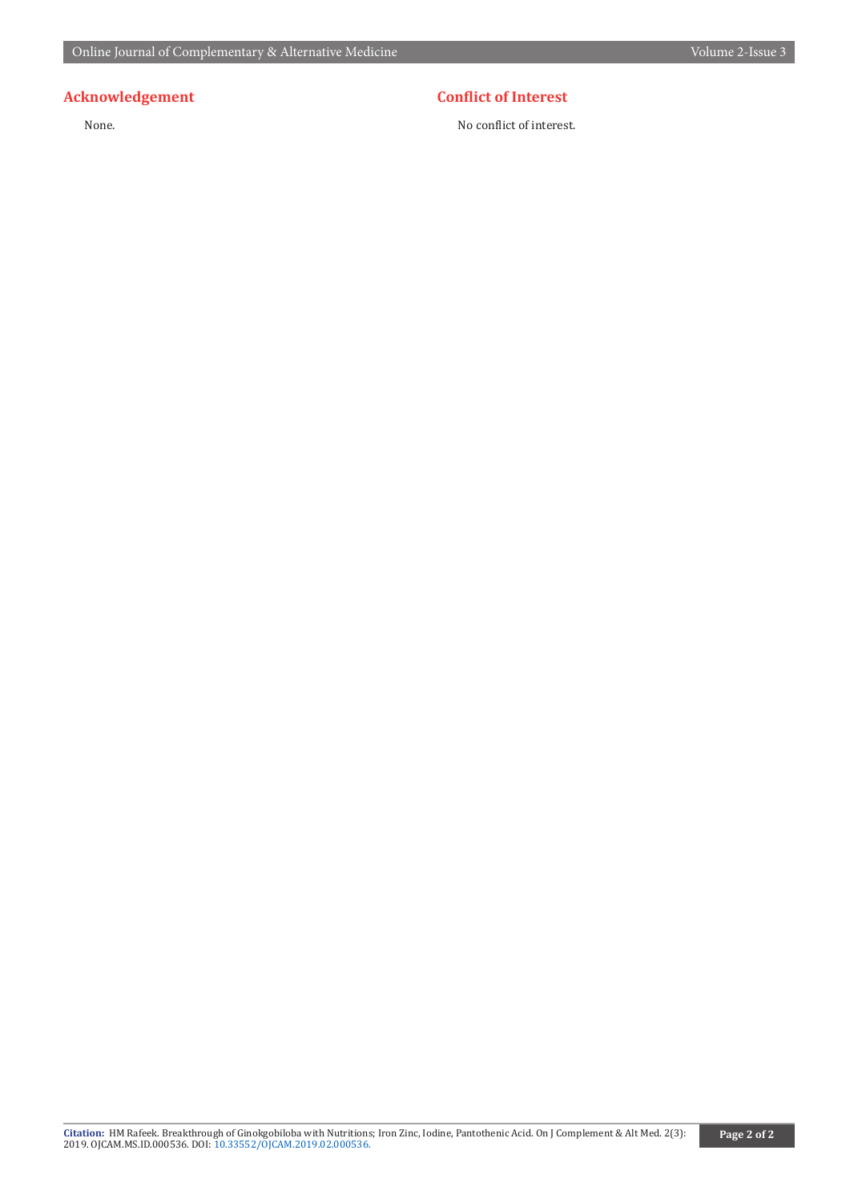## Acknowledgement

None.

## Conflict of Interest

No conflict of interest.